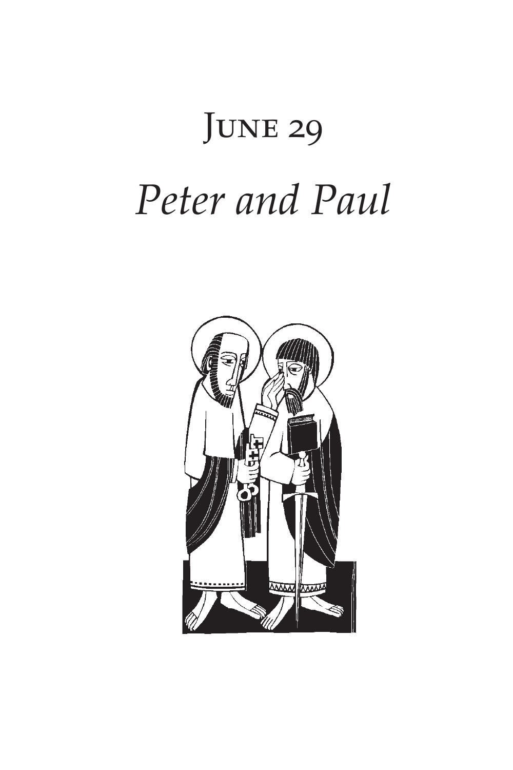# June 29

## *Peter and Paul*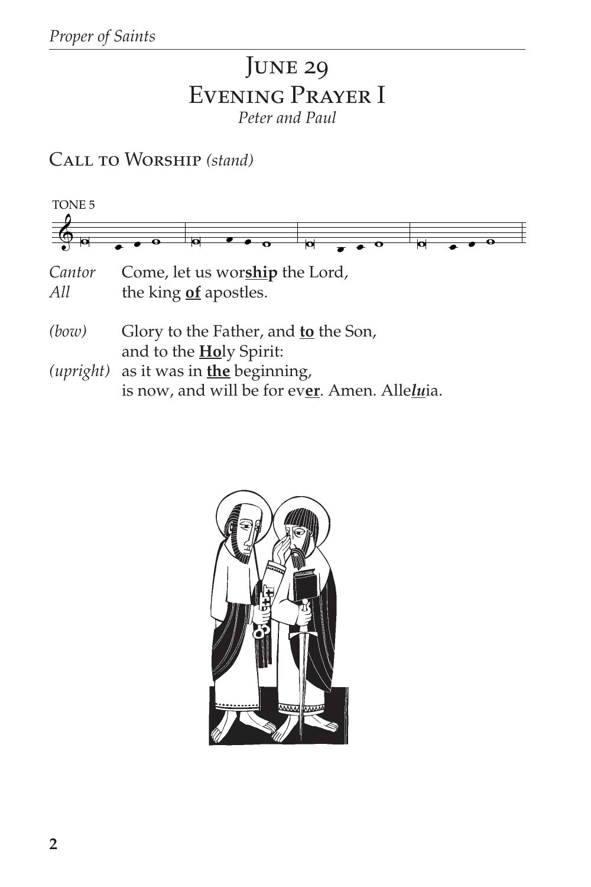# June 29
# Evening Prayer I
*Peter and Paul*

## Call to Worship *(stand)*

TONE 5

*Cantor* Come, let us wor**<u>ship</u>** the Lord,
*All* the king **<u>of</u>** apostles.

*(bow)* Glory to the Father, and **<u>to</u>** the Son,
and to the **<u>Ho</u>**ly Spirit:
*(upright)* as it was in **<u>the</u>** beginning,
is now, and will be for ev**<u>er</u>**. Amen. Alle***<u>lu</u>***ia.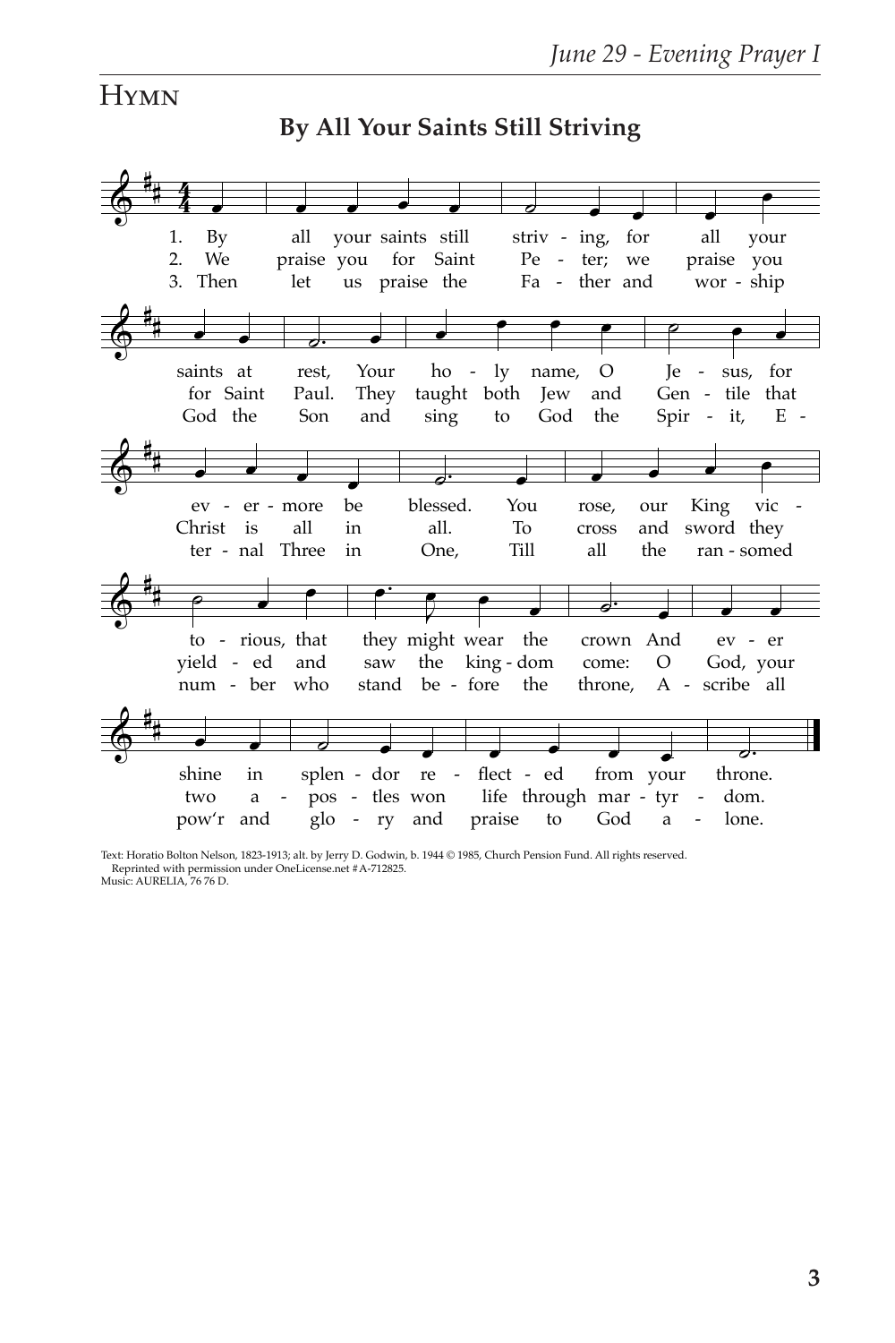## Hymn

### By All Your Saints Still Striving

1. By all your saints still striving, for all your saints at rest, Your holy name, O Jesus, for evermore be blessed. You rose, our King victorious, that they might wear the crown And ever shine in splendor reflected from your throne.

2. We praise you for Saint Peter; we praise you for Saint Paul. They taught both Jew and Gentile that Christ is all in all. To cross and sword they yielded and saw the kingdom come: O God, your two apostles won life through martyrdom.

3. Then let us praise the Father and worship God the Son and sing to God the Spirit, Eternal Three in One, Till all the ransomed number who stand before the throne, Ascribe all pow'r and glory and praise to God alone.

Text: Horatio Bolton Nelson, 1823-1913; alt. by Jerry D. Godwin, b. 1944 © 1985, Church Pension Fund. All rights reserved. Reprinted with permission under OneLicense.net # A-712825.
Music: AURELIA, 76 76 D.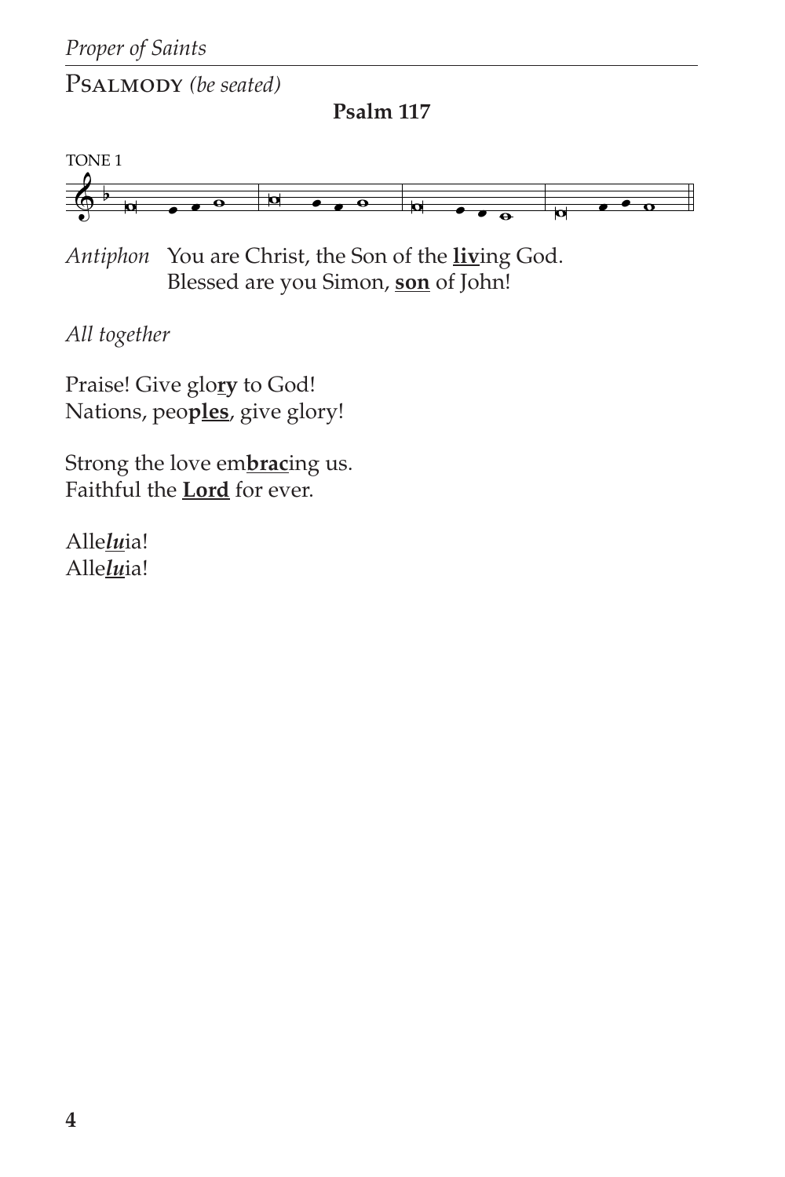PSALMODY *(be seated)*

**Psalm 117**

TONE 1

*Antiphon* You are Christ, the Son of the **<u>liv</u>**ing God.
Blessed are you Simon, **<u>son</u>** of John!

*All together*

Praise! Give glo**ry** to God!
Nations, peo**<u>ples</u>**, give glory!

Strong the love em**<u>brac</u>**ing us.
Faithful the **<u>Lord</u>** for ever.

Alle***<u>lu</u>***ia!
Alle***<u>lu</u>***ia!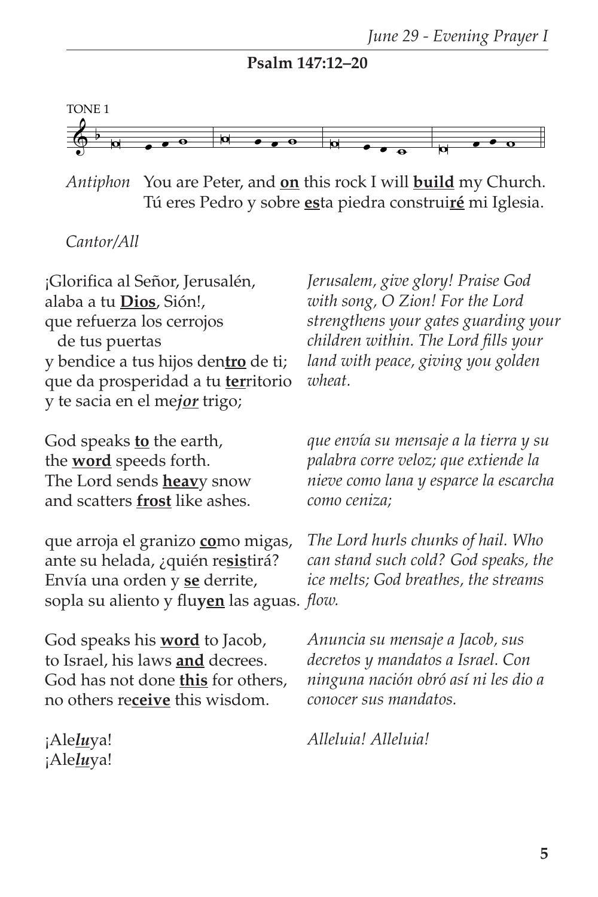## Psalm 147:12–20

TONE 1

*Antiphon* You are Peter, and **on** this rock I will **build** my Church.
Tú eres Pedro y sobre **es**ta piedra construi**ré** mi Iglesia.

*Cantor/All*

¡Glorifica al Señor, Jerusalén,
alaba a tu **Dios**, Sión!,
que refuerza los cerrojos
de tus puertas
y bendice a tus hijos den**tro** de ti;
que da prosperidad a tu **ter**ritorio
y te sacia en el me***jor*** trigo;

*Jerusalem, give glory! Praise God with song, O Zion! For the Lord strengthens your gates guarding your children within. The Lord fills your land with peace, giving you golden wheat.*

God speaks **to** the earth,
the **word** speeds forth.
The Lord sends **heav**y snow
and scatters **frost** like ashes.

*que envía su mensaje a la tierra y su palabra corre veloz; que extiende la nieve como lana y esparce la escarcha como ceniza;*

que arroja el granizo **co**mo migas,
ante su helada, ¿quién re**sis**tirá?
Envía una orden y **se** derrite,
sopla su aliento y flu**yen** las aguas.

*The Lord hurls chunks of hail. Who can stand such cold? God speaks, the ice melts; God breathes, the streams flow.*

God speaks his **word** to Jacob,
to Israel, his laws **and** decrees.
God has not done **this** for others,
no others re**ceive** this wisdom.

*Anuncia su mensaje a Jacob, sus decretos y mandatos a Israel. Con ninguna nación obró así ni les dio a conocer sus mandatos.*

¡Ale***lu***ya!
¡Ale***lu***ya!

*Alleluia! Alleluia!*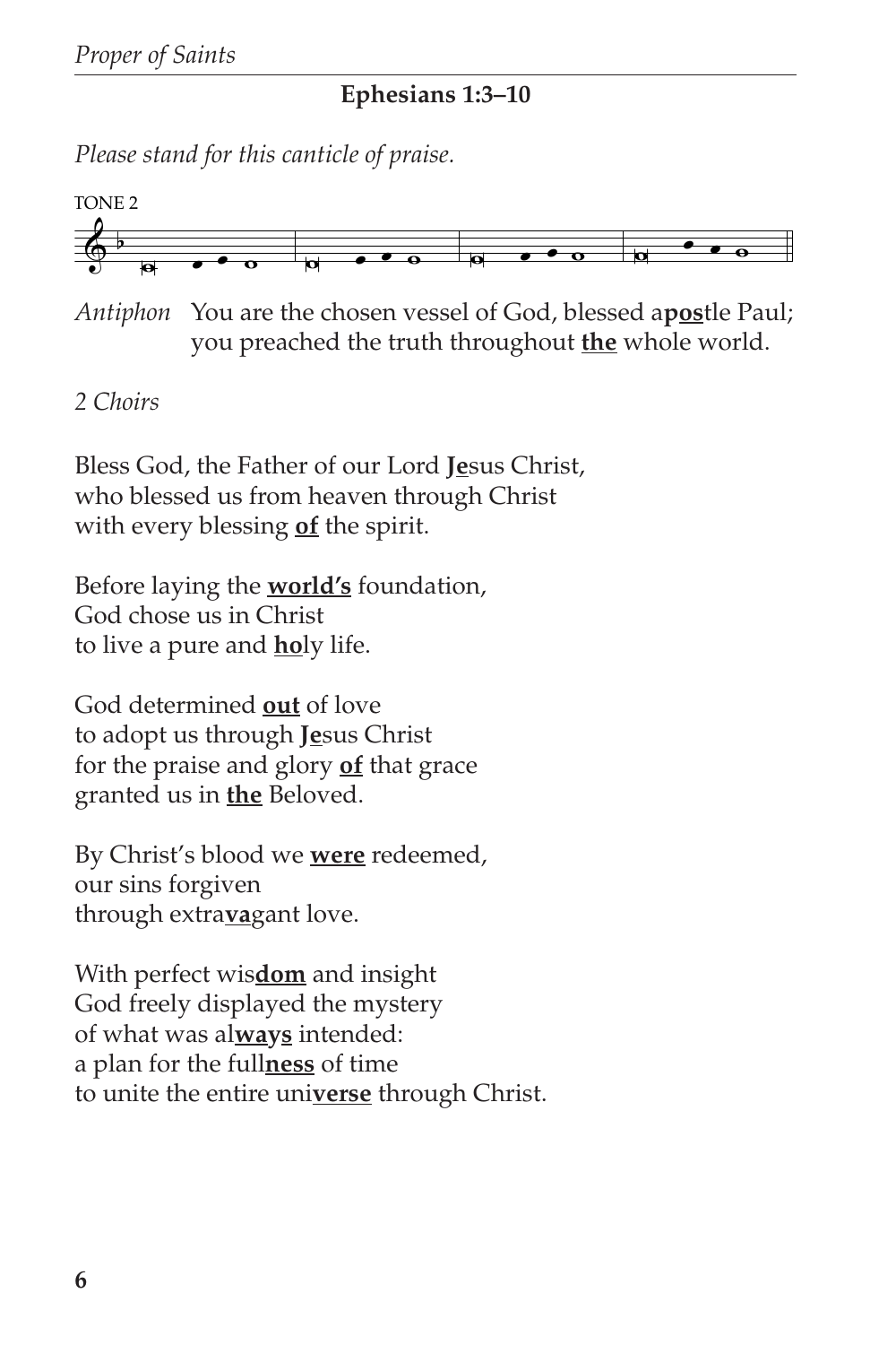## Ephesians 1:3–10

*Please stand for this canticle of praise.*

TONE 2

*Antiphon* You are the chosen vessel of God, blessed a**<u>pos</u>**tle Paul;
you preached the truth throughout **<u>the</u>** whole world.

*2 Choirs*

Bless God, the Father of our Lord **<u>Je</u>**sus Christ,
who blessed us from heaven through Christ
with every blessing **<u>of</u>** the spirit.

Before laying the **<u>world's</u>** foundation,
God chose us in Christ
to live a pure and **<u>ho</u>**ly life.

God determined **<u>out</u>** of love
to adopt us through **<u>Je</u>**sus Christ
for the praise and glory **<u>of</u>** that grace
granted us in **<u>the</u>** Beloved.

By Christ's blood we **<u>were</u>** redeemed,
our sins forgiven
through extra**<u>va</u>**gant love.

With perfect wis**<u>dom</u>** and insight
God freely displayed the mystery
of what was al**<u>ways</u>** intended:
a plan for the full**<u>ness</u>** of time
to unite the entire uni**<u>verse</u>** through Christ.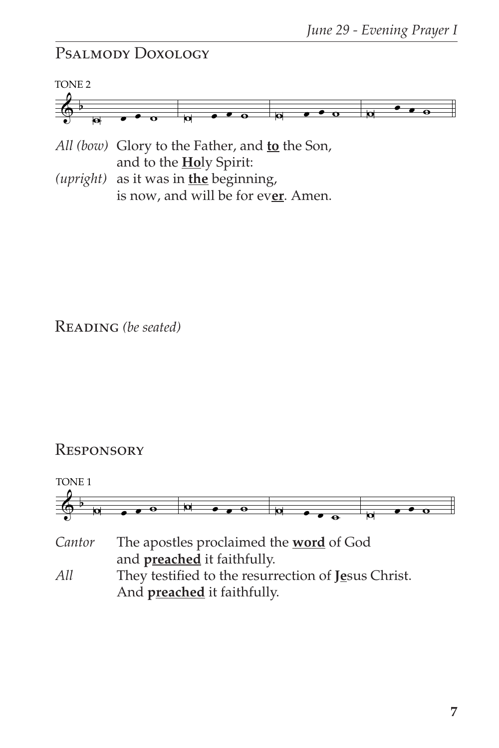## Psalmody Doxology

TONE 2

*All (bow)* Glory to the Father, and **to** the Son,
and to the **Ho**ly Spirit:

*(upright)* as it was in **the** beginning,
is now, and will be for ev**er**. Amen.

## Reading *(be seated)*

## Responsory

TONE 1

*Cantor* The apostles proclaimed the **word** of God
and **preached** it faithfully.

*All* They testified to the resurrection of **Je**sus Christ.
And **preached** it faithfully.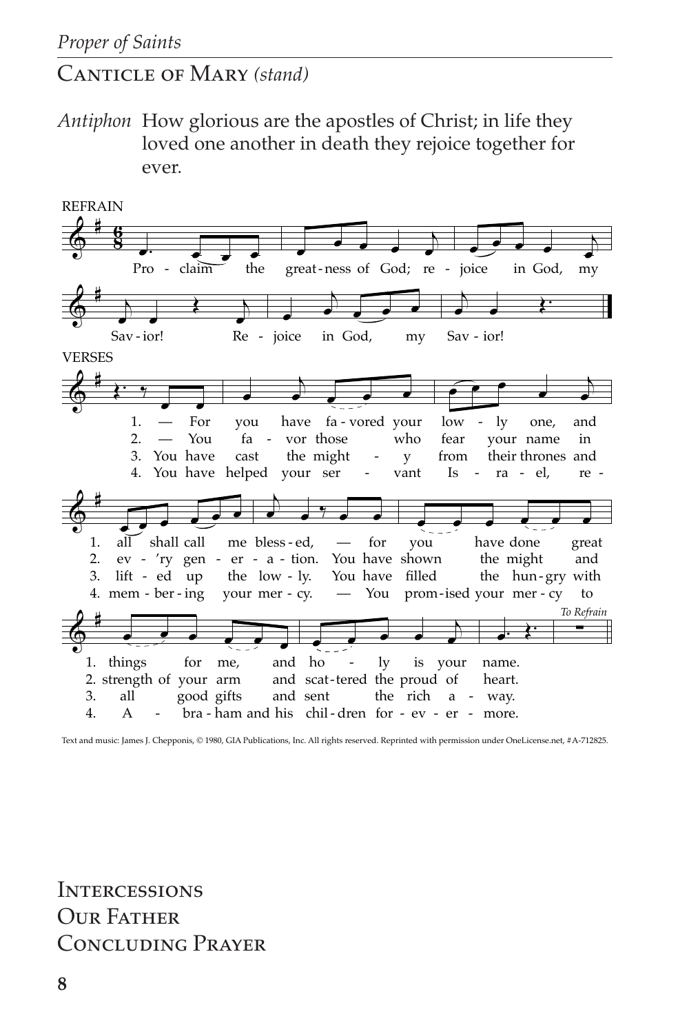## Canticle of Mary *(stand)*

*Antiphon* How glorious are the apostles of Christ; in life they loved one another in death they rejoice together for ever.

REFRAIN

Pro - claim the great - ness of God; re - joice in God, my Sav - ior! Re - joice in God, my Sav - ior!

VERSES

1. — For you have fa - vored your low - ly one, and all shall call me bless - ed, — for you have done great things for me, and ho - ly is your name.
2. — You fa - vor those who fear your name in ev - 'ry gen - er - a - tion. You have shown the might and strength of your arm and scat - tered the proud of heart.
3. You have cast the might - y from their thrones and lift - ed up the low - ly. You have filled the hun - gry with all good gifts and sent the rich a - way.
4. You have helped your ser - vant Is - ra - el, re - mem - ber - ing your mer - cy. — You prom - ised your mer - cy to A - bra - ham and his chil - dren for - ev - er - more.

*To Refrain*

Text and music: James J. Chepponis, © 1980, GIA Publications, Inc. All rights reserved. Reprinted with permission under OneLicense.net, #A-712825.

## Intercessions
## Our Father
## Concluding Prayer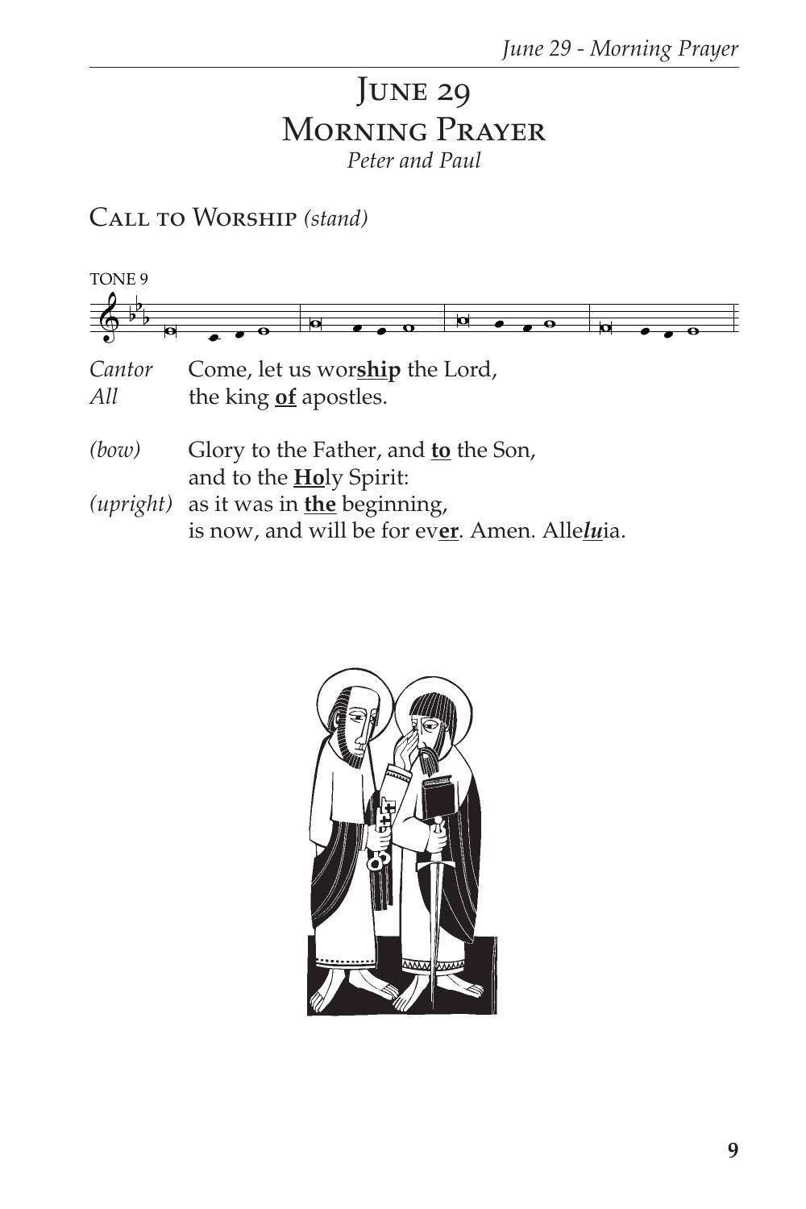# June 29
# Morning Prayer
*Peter and Paul*

## Call to Worship *(stand)*

TONE 9

*Cantor* Come, let us wor**ship** the Lord,
*All* the king **of** apostles.

*(bow)* Glory to the Father, and **to** the Son,
and to the **Ho**ly Spirit:
*(upright)* as it was in **the** beginning,
is now, and will be for ev**er**. Amen. Alle***lu***ia.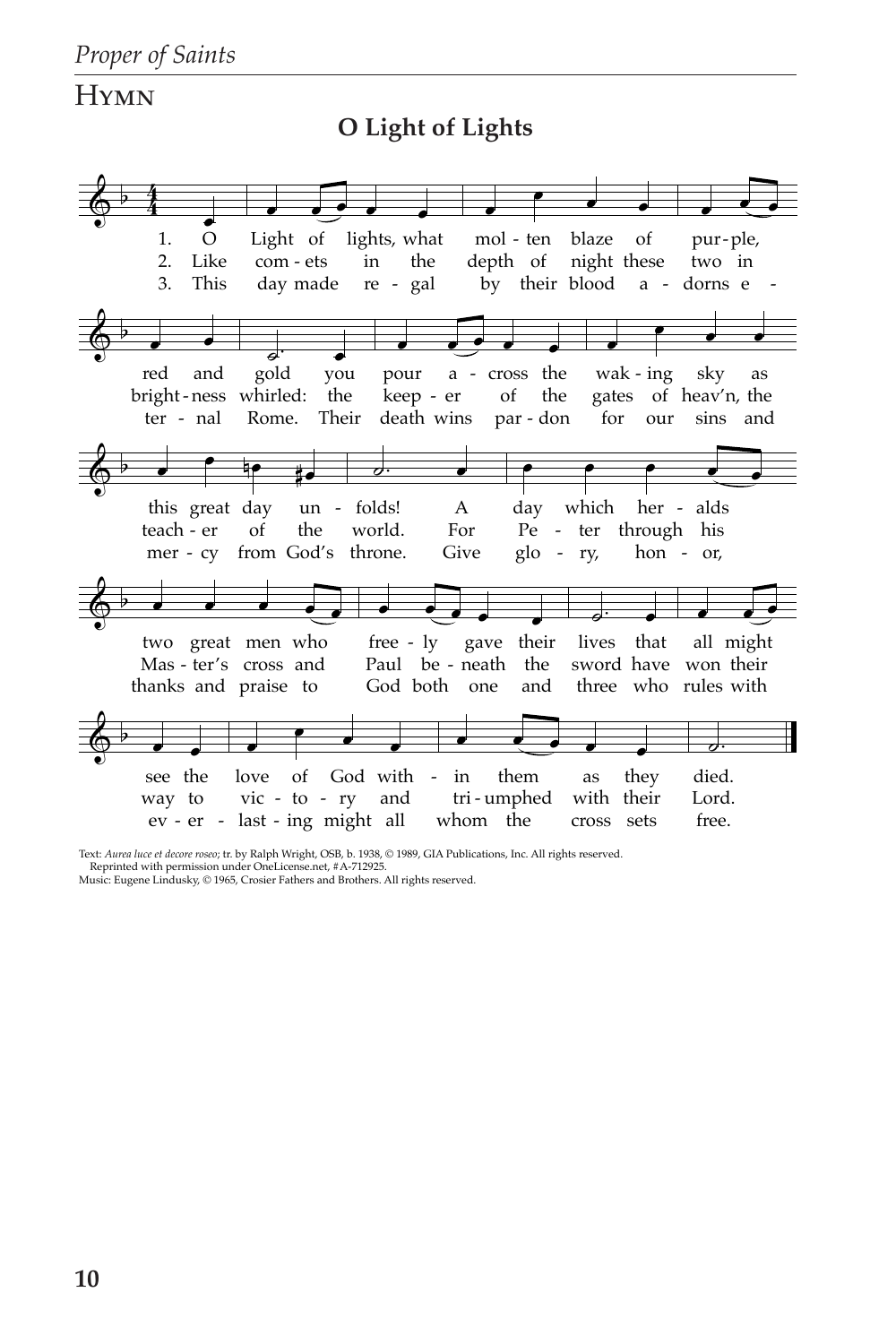## Hymn

### O Light of Lights

1. O Light of lights, what molten blaze of purple, red and gold you pour across the waking sky as this great day unfolds! A day which heralds two great men who freely gave their lives that all might see the love of God within them as they died.

2. Like comets in the depth of night these two in brightness whirled: the keeper of the gates of heav'n, the teacher of the world. For Peter through his Master's cross and Paul beneath the sword have won their way to victory and triumphed with their Lord.

3. This day made regal by their blood adorns eternal Rome. Their death wins pardon for our sins and mercy from God's throne. Give glory, honor, thanks and praise to God both one and three who rules with everlasting might all whom the cross sets free.

Text: *Aurea luce et decore roseo*; tr. by Ralph Wright, OSB, b. 1938, © 1989, GIA Publications, Inc. All rights reserved. Reprinted with permission under OneLicense.net, #A-712925.
Music: Eugene Lindusky, © 1965, Crosier Fathers and Brothers. All rights reserved.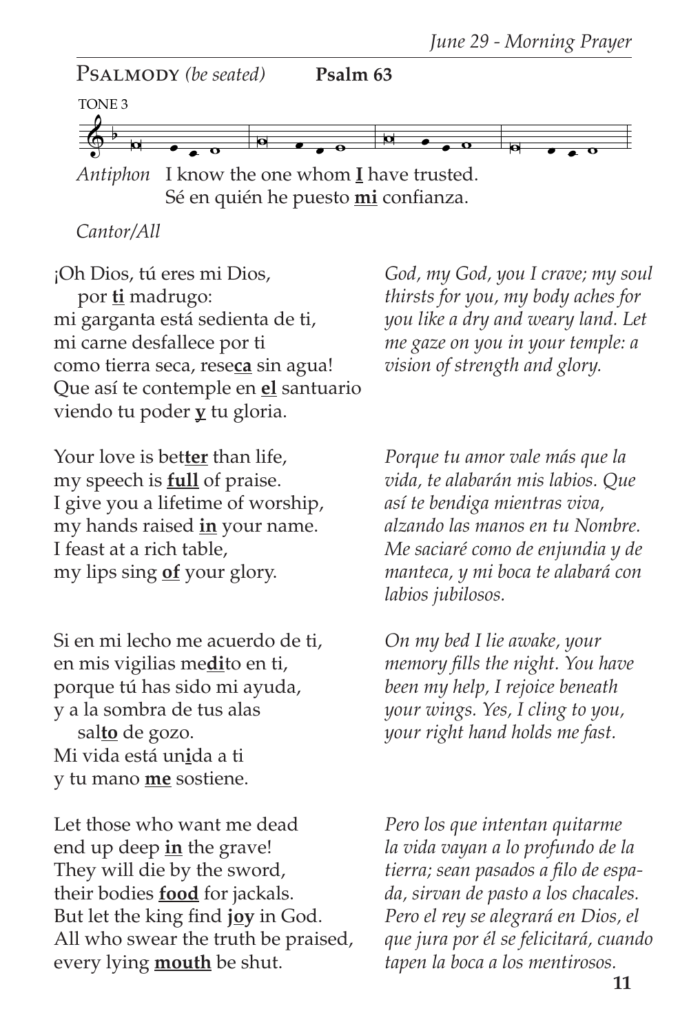PSALMODY *(be seated)* **Psalm 63**

TONE 3

*Antiphon* I know the one whom **I** have trusted.
Sé en quién he puesto **mi** confianza.

*Cantor/All*

¡Oh Dios, tú eres mi Dios,
por **ti** madrugo:
mi garganta está sedienta de ti,
mi carne desfallece por ti
como tierra seca, rese**ca** sin agua!
Que así te contemple en **el** santuario
viendo tu poder **y** tu gloria.

*God, my God, you I crave; my soul thirsts for you, my body aches for you like a dry and weary land. Let me gaze on you in your temple: a vision of strength and glory.*

Your love is bet**ter** than life,
my speech is **full** of praise.
I give you a lifetime of worship,
my hands raised **in** your name.
I feast at a rich table,
my lips sing **of** your glory.

*Porque tu amor vale más que la vida, te alabarán mis labios. Que así te bendiga mientras viva, alzando las manos en tu Nombre. Me saciaré como de enjundia y de manteca, y mi boca te alabará con labios jubilosos.*

Si en mi lecho me acuerdo de ti,
en mis vigilias me**di**to en ti,
porque tú has sido mi ayuda,
y a la sombra de tus alas
sal**to** de gozo.
Mi vida está un**i**da a ti
y tu mano **me** sostiene.

*On my bed I lie awake, your memory fills the night. You have been my help, I rejoice beneath your wings. Yes, I cling to you, your right hand holds me fast.*

Let those who want me dead
end up deep **in** the grave!
They will die by the sword,
their bodies **food** for jackals.
But let the king find **joy** in God.
All who swear the truth be praised,
every lying **mouth** be shut.

*Pero los que intentan quitarme la vida vayan a lo profundo de la tierra; sean pasados a filo de espada, sirvan de pasto a los chacales. Pero el rey se alegrará en Dios, el que jura por él se felicitará, cuando tapen la boca a los mentirosos.*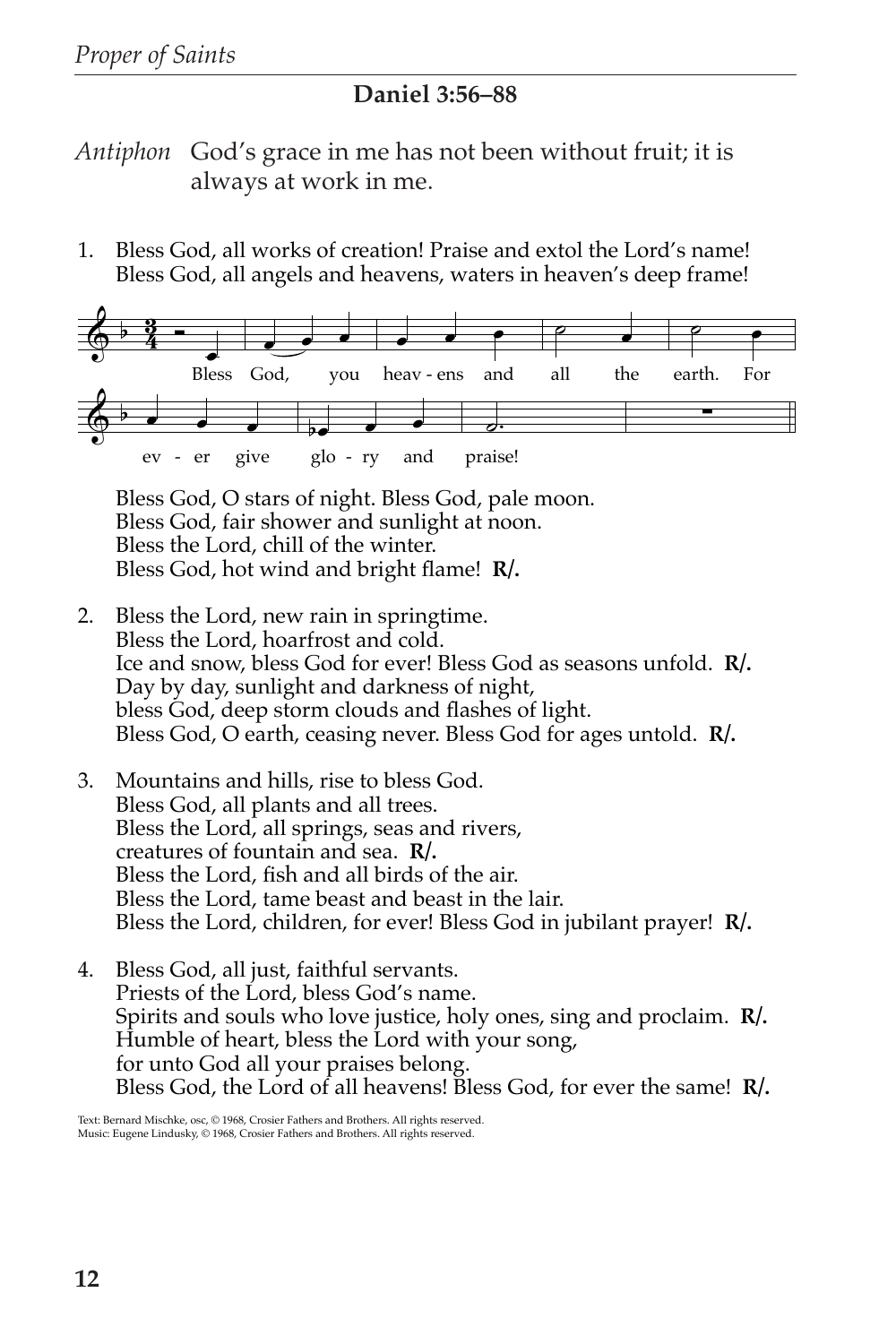## Daniel 3:56–88

*Antiphon* God's grace in me has not been without fruit; it is always at work in me.

1. Bless God, all works of creation! Praise and extol the Lord's name!
Bless God, all angels and heavens, waters in heaven's deep frame!

Bless God, you heav - ens and all the earth. For ev - er give glo - ry and praise!

Bless God, O stars of night. Bless God, pale moon.
Bless God, fair shower and sunlight at noon.
Bless the Lord, chill of the winter.
Bless God, hot wind and bright flame! **R/.**

2. Bless the Lord, new rain in springtime.
Bless the Lord, hoarfrost and cold.
Ice and snow, bless God for ever! Bless God as seasons unfold. **R/.**
Day by day, sunlight and darkness of night,
bless God, deep storm clouds and flashes of light.
Bless God, O earth, ceasing never. Bless God for ages untold. **R/.**

3. Mountains and hills, rise to bless God.
Bless God, all plants and all trees.
Bless the Lord, all springs, seas and rivers,
creatures of fountain and sea. **R/.**
Bless the Lord, fish and all birds of the air.
Bless the Lord, tame beast and beast in the lair.
Bless the Lord, children, for ever! Bless God in jubilant prayer! **R/.**

4. Bless God, all just, faithful servants.
Priests of the Lord, bless God's name.
Spirits and souls who love justice, holy ones, sing and proclaim. **R/.**
Humble of heart, bless the Lord with your song,
for unto God all your praises belong.
Bless God, the Lord of all heavens! Bless God, for ever the same! **R/.**

Text: Bernard Mischke, osc, © 1968, Crosier Fathers and Brothers. All rights reserved.
Music: Eugene Lindusky, © 1968, Crosier Fathers and Brothers. All rights reserved.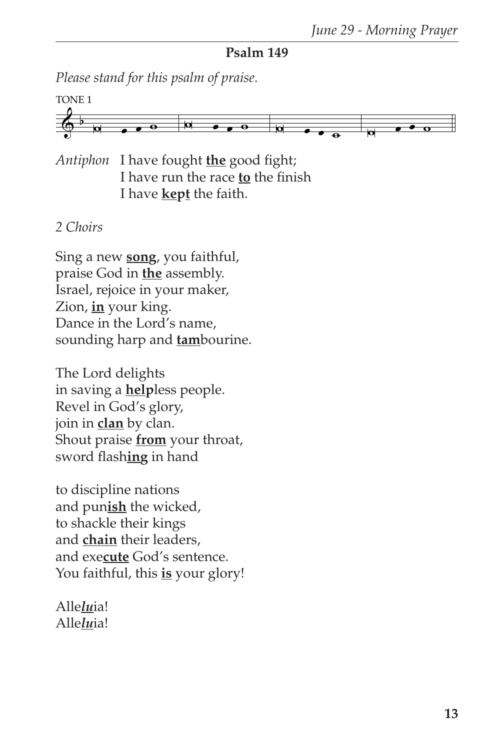## Psalm 149

*Please stand for this psalm of praise.*

TONE 1

*Antiphon* I have fought **<u>the</u>** good fight;
I have run the race **<u>to</u>** the finish
I have **<u>kept</u>** the faith.

*2 Choirs*

Sing a new **<u>song</u>**, you faithful,
praise God in **<u>the</u>** assembly.
Israel, rejoice in your maker,
Zion, **<u>in</u>** your king.
Dance in the Lord's name,
sounding harp and **<u>tam</u>**bourine.

The Lord delights
in saving a **<u>help</u>**less people.
Revel in God's glory,
join in **<u>clan</u>** by clan.
Shout praise **<u>from</u>** your throat,
sword flash**<u>ing</u>** in hand

to discipline nations
and pun**<u>ish</u>** the wicked,
to shackle their kings
and **<u>chain</u>** their leaders,
and exe**<u>cute</u>** God's sentence.
You faithful, this **<u>is</u>** your glory!

Alle***<u>lu</u>***ia!
Alle***<u>lu</u>***ia!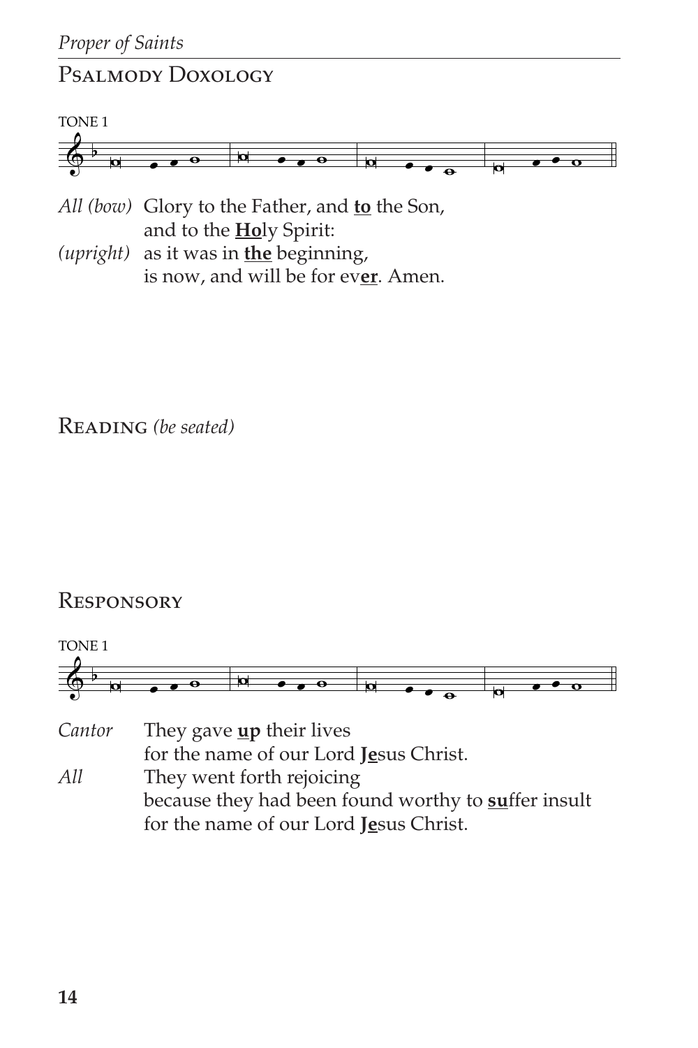*Proper of Saints*

## Psalmody Doxology

TONE 1

*All (bow)* Glory to the Father, and **to** the Son,
and to the **Ho**ly Spirit:
*(upright)* as it was in **the** beginning,
is now, and will be for ev**er**. Amen.

## Reading *(be seated)*

## Responsory

TONE 1

*Cantor* They gave **up** their lives
for the name of our Lord **Je**sus Christ.
*All* They went forth rejoicing
because they had been found worthy to **su**ffer insult
for the name of our Lord **Je**sus Christ.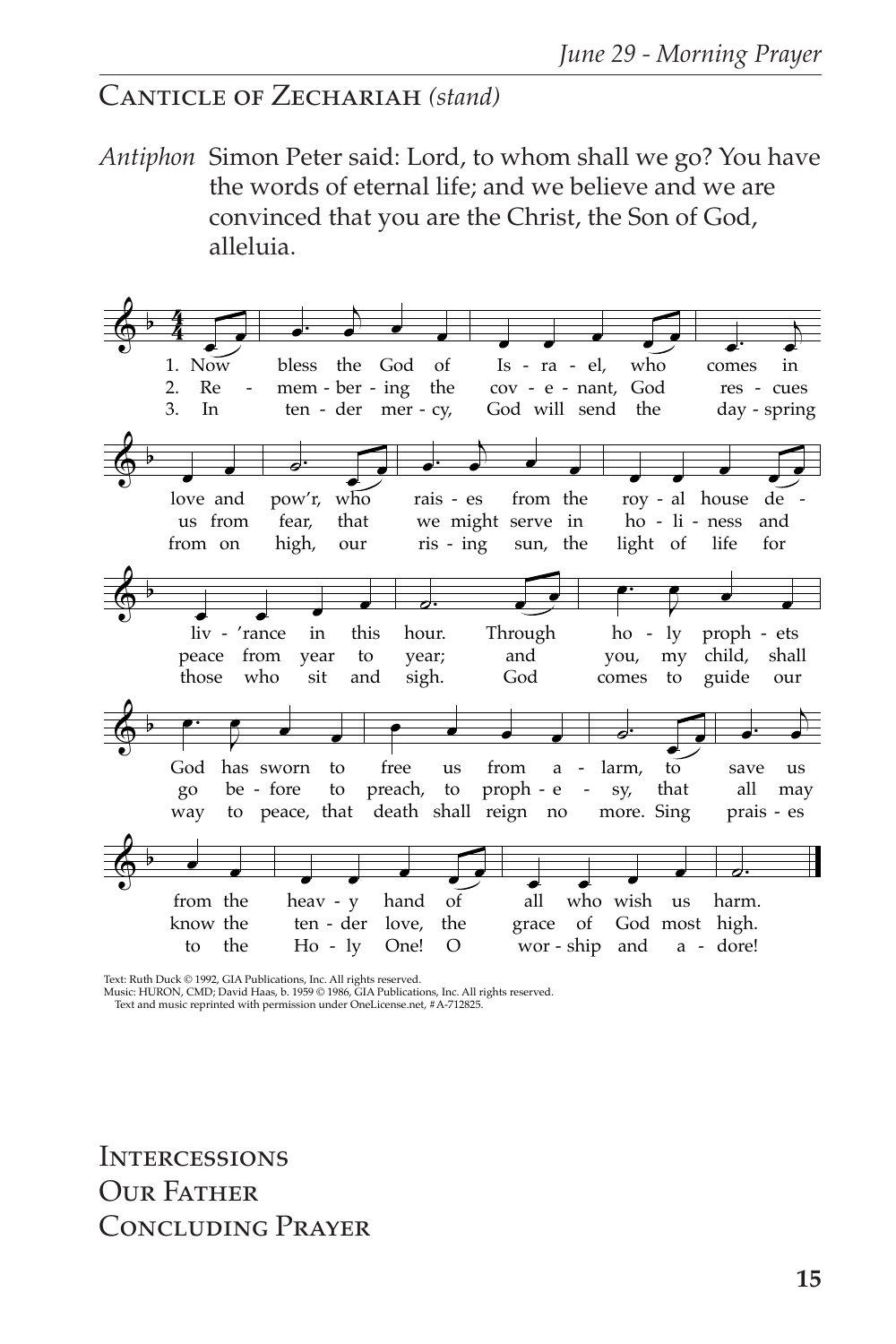## Canticle of Zechariah *(stand)*

*Antiphon* Simon Peter said: Lord, to whom shall we go? You have the words of eternal life; and we believe and we are convinced that you are the Christ, the Son of God, alleluia.

1. Now bless the God of Is - ra - el, who comes in love and pow'r, who rais - es from the roy - al house de - liv - 'rance in this hour. Through ho - ly proph - ets God has sworn to free us from a - larm, to save us from the heav - y hand of all who wish us harm.

2. Re - mem - ber - ing the cov - e - nant, God res - cues us from fear, that we might serve in ho - li - ness and peace from year to year; and you, my child, shall go be - fore to preach, to proph - e - sy, that all may know the ten - der love, the grace of God most high.

3. In ten - der mer - cy, God will send the day - spring from on high, our ris - ing sun, the light of life for those who sit and sigh. God comes to guide our way to peace, that death shall reign no more. Sing prais - es to the Ho - ly One! O wor - ship and a - dore!

Text: Ruth Duck © 1992, GIA Publications, Inc. All rights reserved.
Music: HURON, CMD; David Haas, b. 1959 © 1986, GIA Publications, Inc. All rights reserved.
Text and music reprinted with permission under OneLicense.net, # A-712825.

## Intercessions
## Our Father
## Concluding Prayer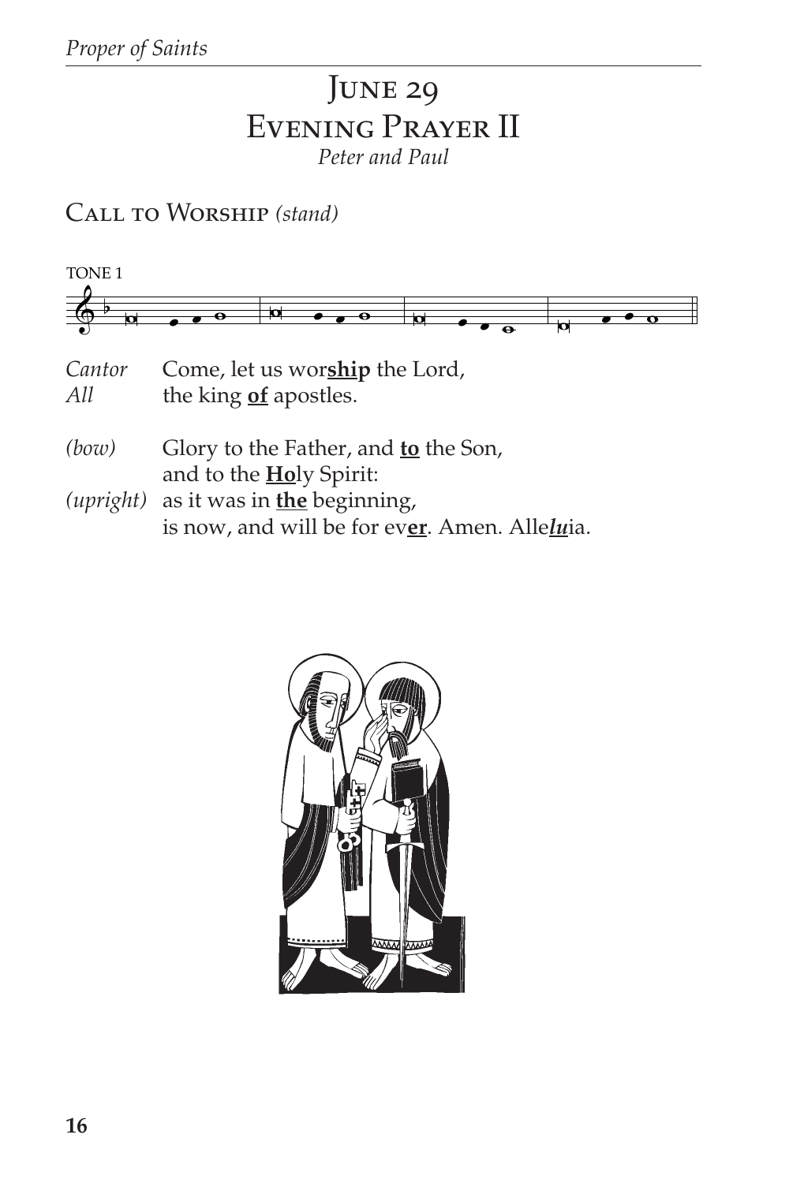# June 29
## Evening Prayer II
*Peter and Paul*

### Call to Worship *(stand)*

TONE 1

*Cantor* Come, let us wor**ship** the Lord,
*All* the king **of** apostles.

*(bow)* Glory to the Father, and **to** the Son,
and to the **Ho**ly Spirit:
*(upright)* as it was in **the** beginning,
is now, and will be for ev**er**. Amen. Alle***lu***ia.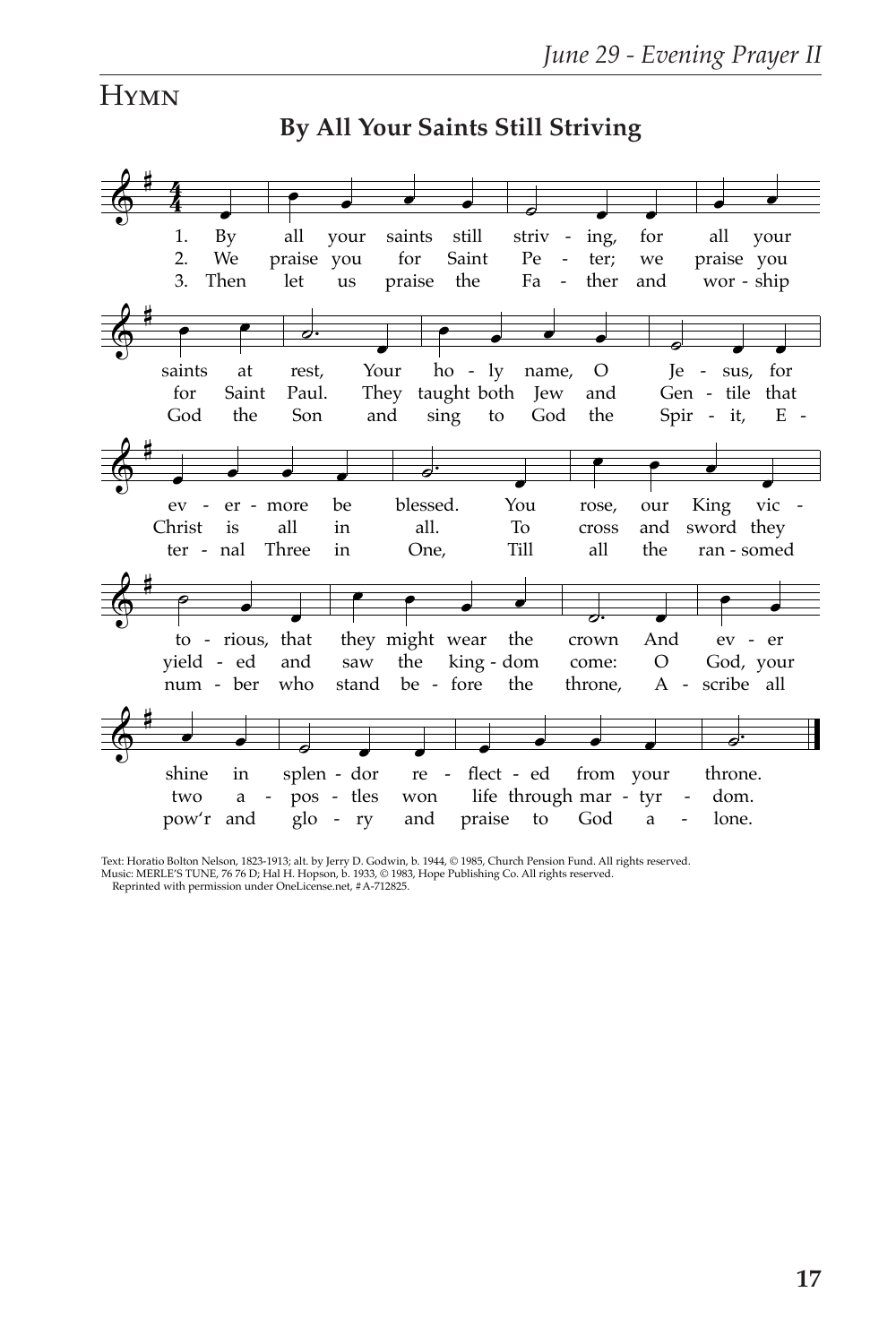# Hymn

## By All Your Saints Still Striving

1. By all your saints still striving, for all your saints at rest, Your holy name, O Jesus, for evermore be blessed. You rose, our King victorious, that they might wear the crown And ever shine in splendor reflected from your throne.

2. We praise you for Saint Peter; we praise you for Saint Paul. They taught both Jew and Gentile that Christ is all in all. To cross and sword they yielded and saw the kingdom come: O God, your two apostles won life through martyrdom.

3. Then let us praise the Father and worship God the Son and sing to God the Spirit, Eternal Three in One, Till all the ransomed number who stand before the throne, Ascribe all pow'r and glory and praise to God alone.

Text: Horatio Bolton Nelson, 1823-1913; alt. by Jerry D. Godwin, b. 1944, © 1985, Church Pension Fund. All rights reserved.
Music: MERLE'S TUNE, 76 76 D; Hal H. Hopson, b. 1933, © 1983, Hope Publishing Co. All rights reserved.
Reprinted with permission under OneLicense.net, #A-712825.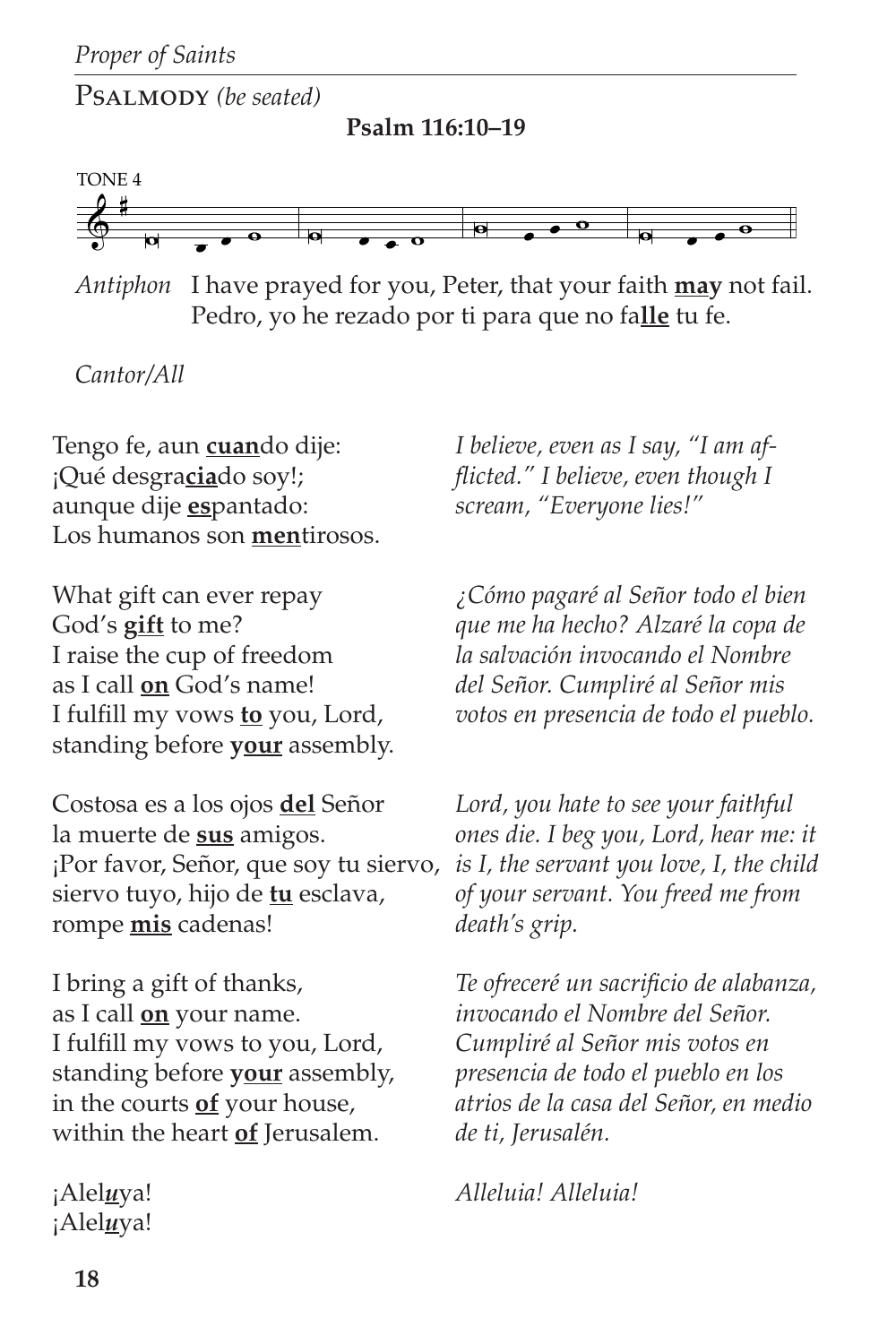PSALMODY *(be seated)*

**Psalm 116:10–19**

TONE 4

*Antiphon* I have prayed for you, Peter, that your faith **may** not fail.
Pedro, yo he rezado por ti para que no fa**lle** tu fe.

*Cantor/All*

Tengo fe, aun **cuan**do dije:
¡Qué desgra**cia**do soy!;
aunque dije **es**pantado:
Los humanos son **men**tirosos.

*I believe, even as I say, "I am afflicted." I believe, even though I scream, "Everyone lies!"*

What gift can ever repay
God's **gift** to me?
I raise the cup of freedom
as I call **on** God's name!
I fulfill my vows **to** you, Lord,
standing before **your** assembly.

*¿Cómo pagaré al Señor todo el bien que me ha hecho? Alzaré la copa de la salvación invocando el Nombre del Señor. Cumpliré al Señor mis votos en presencia de todo el pueblo.*

Costosa es a los ojos **del** Señor
la muerte de **sus** amigos.
¡Por favor, Señor, que soy tu siervo,
siervo tuyo, hijo de **tu** esclava,
rompe **mis** cadenas!

*Lord, you hate to see your faithful ones die. I beg you, Lord, hear me: it is I, the servant you love, I, the child of your servant. You freed me from death's grip.*

I bring a gift of thanks,
as I call **on** your name.
I fulfill my vows to you, Lord,
standing before **your** assembly,
in the courts **of** your house,
within the heart **of** Jerusalem.

*Te ofreceré un sacrificio de alabanza, invocando el Nombre del Señor. Cumpliré al Señor mis votos en presencia de todo el pueblo en los atrios de la casa del Señor, en medio de ti, Jerusalén.*

¡Alel***u***ya!
¡Alel***u***ya!

*Alleluia! Alleluia!*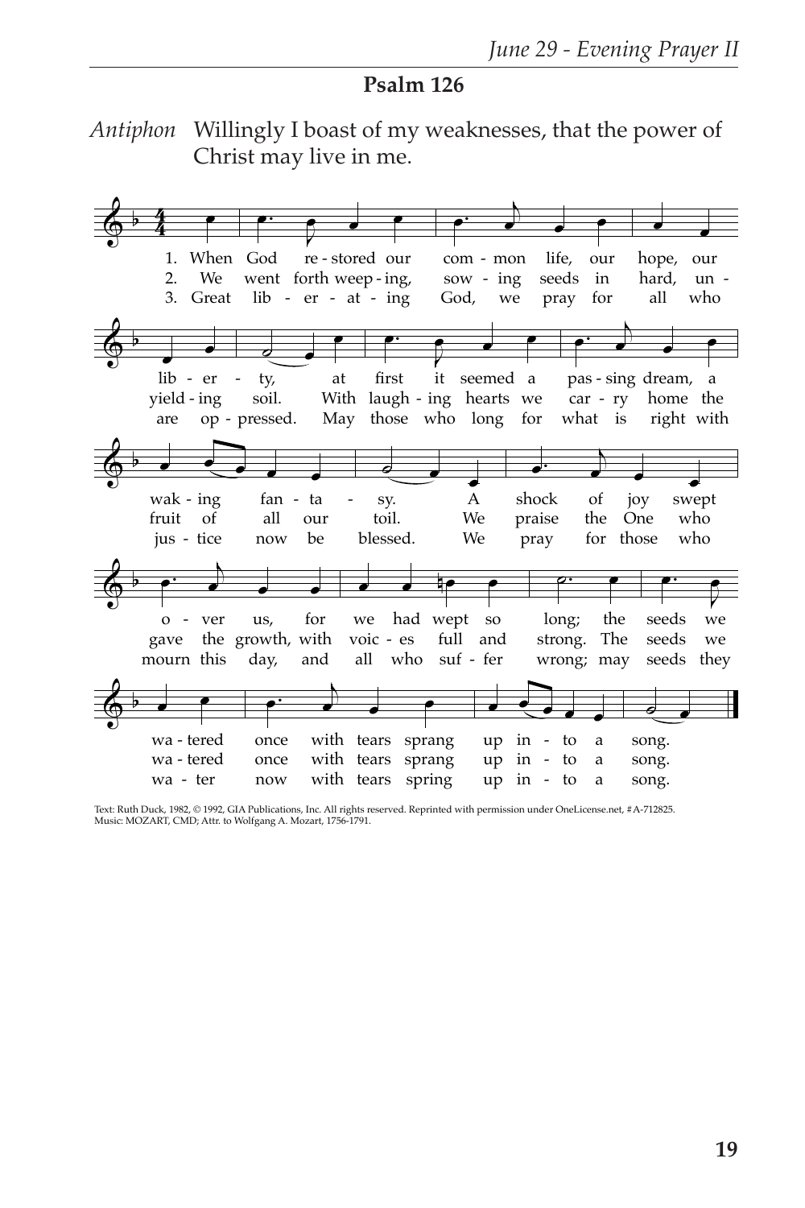## Psalm 126

*Antiphon* Willingly I boast of my weaknesses, that the power of Christ may live in me.

1. When God re-stored our com-mon life, our hope, our lib-er-ty, at first it seemed a pas-sing dream, a wak-ing fan-ta-sy. A shock of joy swept o-ver us, for we had wept so long; the seeds we wa-tered once with tears sprang up in-to a song.

2. We went forth weep-ing, sow-ing seeds in hard, un-yield-ing soil. With laugh-ing hearts we car-ry home the fruit of all our toil. We praise the One who gave the growth, with voic-es full and strong. The seeds we wa-tered once with tears sprang up in-to a song.

3. Great lib-er-at-ing God, we pray for all who are op-pressed. May those who long for what is right with jus-tice now be blessed. We pray for those who mourn this day, and all who suf-fer wrong; may seeds they wa-ter now with tears spring up in-to a song.

Text: Ruth Duck, 1982, © 1992, GIA Publications, Inc. All rights reserved. Reprinted with permission under OneLicense.net, #A-712825.
Music: MOZART, CMD; Attr. to Wolfgang A. Mozart, 1756-1791.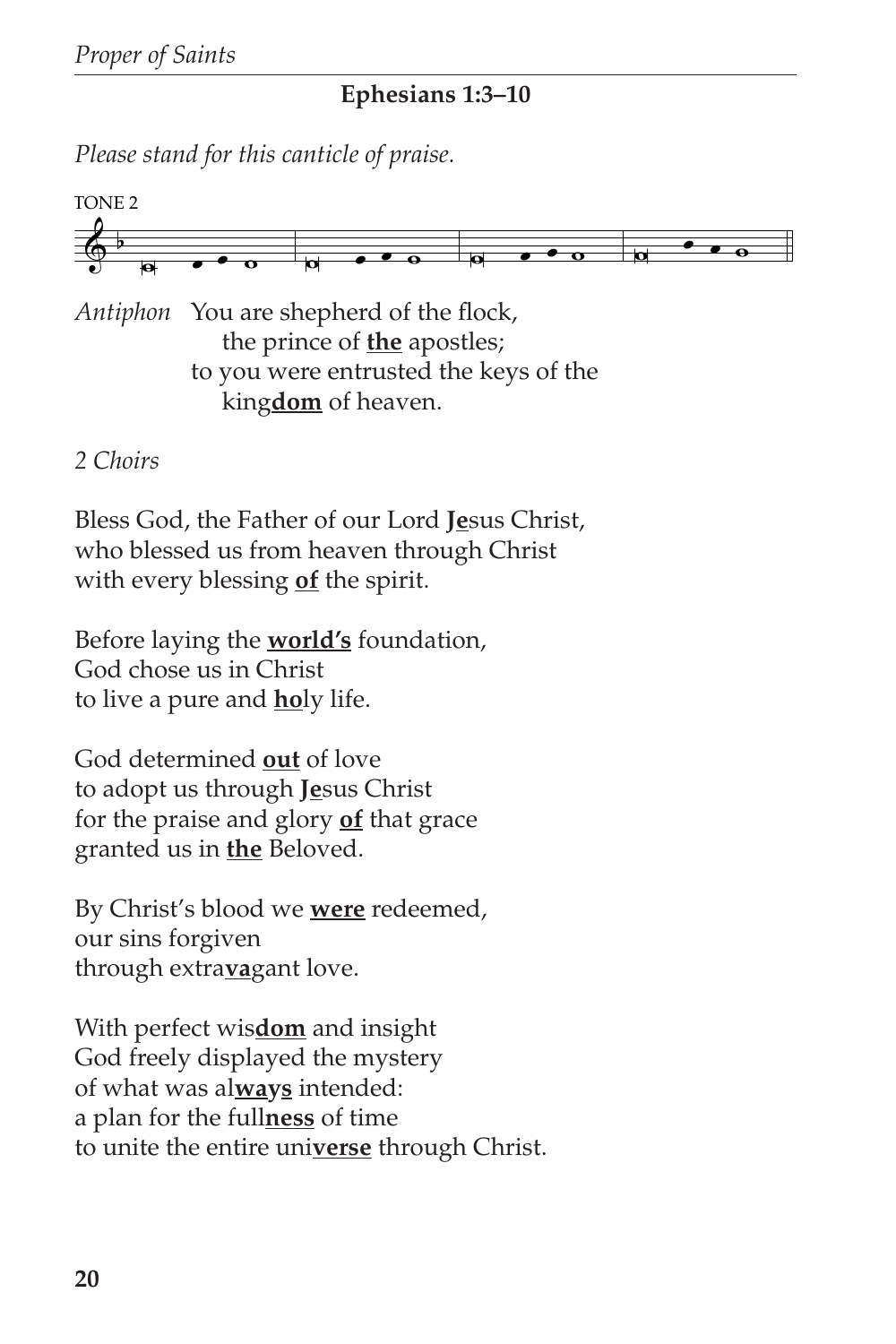## Ephesians 1:3–10

*Please stand for this canticle of praise.*

TONE 2

*Antiphon* You are shepherd of the flock,
the prince of **<u>the</u>** apostles;
to you were entrusted the keys of the
king**<u>dom</u>** of heaven.

*2 Choirs*

Bless God, the Father of our Lord **<u>Je</u>**sus Christ,
who blessed us from heaven through Christ
with every blessing **<u>of</u>** the spirit.

Before laying the **<u>world's</u>** foundation,
God chose us in Christ
to live a pure and **<u>ho</u>**ly life.

God determined **<u>out</u>** of love
to adopt us through **<u>Je</u>**sus Christ
for the praise and glory **<u>of</u>** that grace
granted us in **<u>the</u>** Beloved.

By Christ's blood we **<u>were</u>** redeemed,
our sins forgiven
through extra**<u>va</u>**gant love.

With perfect wis**<u>dom</u>** and insight
God freely displayed the mystery
of what was al**<u>ways</u>** intended:
a plan for the full**<u>ness</u>** of time
to unite the entire uni**<u>verse</u>** through Christ.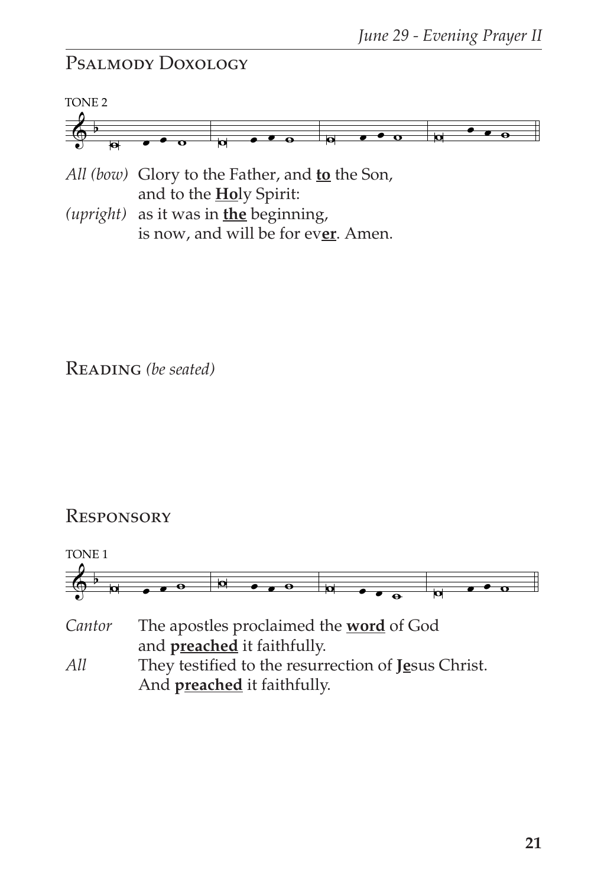## Psalmody Doxology

TONE 2

*All (bow)* Glory to the Father, and **to** the Son,
and to the **Ho**ly Spirit:
*(upright)* as it was in **the** beginning,
is now, and will be for ev**er**. Amen.

## Reading *(be seated)*

## Responsory

TONE 1

*Cantor* The apostles proclaimed the **word** of God
and **preached** it faithfully.

*All* They testified to the resurrection of **Je**sus Christ.
And **preached** it faithfully.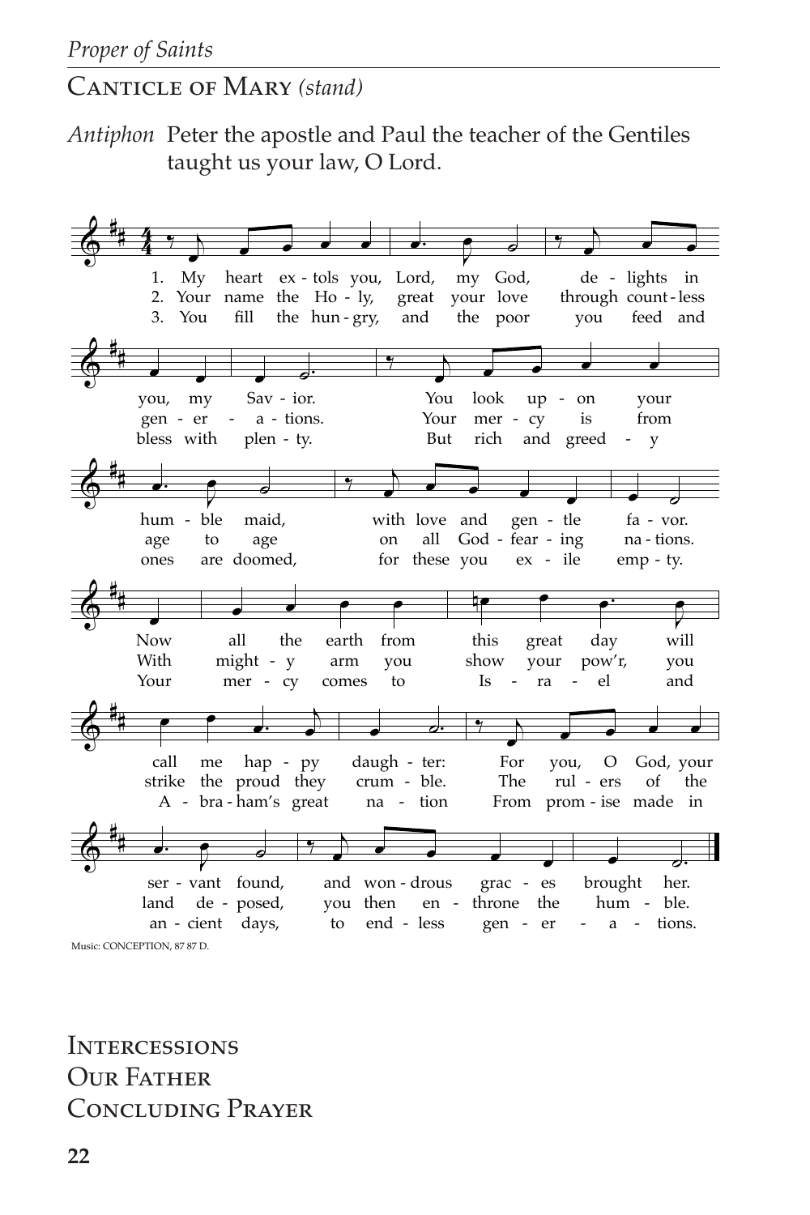## Canticle of Mary *(stand)*

*Antiphon* Peter the apostle and Paul the teacher of the Gentiles taught us your law, O Lord.

1. My heart extols you, Lord, my God, delights in you, my Savior. You look upon your humble maid, with love and gentle favor. Now all the earth from this great day will call me happy daughter: For you, O God, your servant found, and wondrous graces brought her.
2. Your name the Holy, great your love through countless generations. Your mercy is from age to age on all God-fearing nations. With mighty arm you show your pow'r, you strike the proud they crumble. The rulers of the land deposed, you then enthrone the humble.
3. You fill the hungry, and the poor you feed and bless with plenty. But rich and greedy ones are doomed, for these you exile empty. Your mercy comes to Israel and Abraham's great nation From promise made in ancient days, to endless generations.

Music: CONCEPTION, 87 87 D.

## Intercessions

## Our Father

## Concluding Prayer